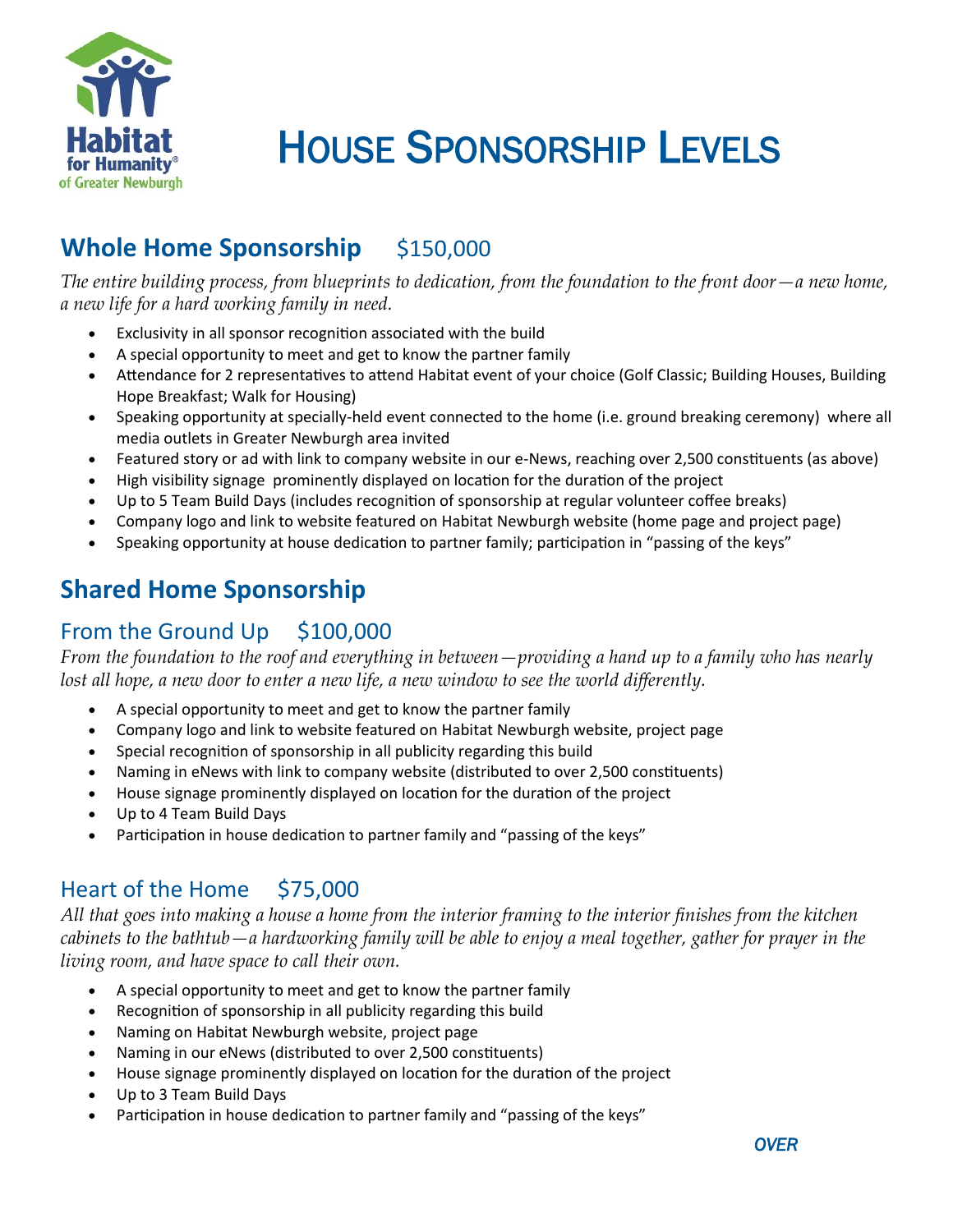Habitat for Humanity® of Greater Newburgh

# HOUSE SPONSORSHIP LEVELS

## Whole Home Sponsorship    $150,000

*The entire building process, from blueprints to dedication, from the foundation to the front door—a new home, a new life for a hard working family in need.*

- Exclusivity in all sponsor recognition associated with the build
- A special opportunity to meet and get to know the partner family
- Attendance for 2 representatives to attend Habitat event of your choice (Golf Classic; Building Houses, Building Hope Breakfast; Walk for Housing)
- Speaking opportunity at specially-held event connected to the home (i.e. ground breaking ceremony) where all media outlets in Greater Newburgh area invited
- Featured story or ad with link to company website in our e-News, reaching over 2,500 constituents (as above)
- High visibility signage prominently displayed on location for the duration of the project
- Up to 5 Team Build Days (includes recognition of sponsorship at regular volunteer coffee breaks)
- Company logo and link to website featured on Habitat Newburgh website (home page and project page)
- Speaking opportunity at house dedication to partner family; participation in "passing of the keys"

## Shared Home Sponsorship

### From the Ground Up    $100,000

*From the foundation to the roof and everything in between—providing a hand up to a family who has nearly lost all hope, a new door to enter a new life, a new window to see the world differently.*

- A special opportunity to meet and get to know the partner family
- Company logo and link to website featured on Habitat Newburgh website, project page
- Special recognition of sponsorship in all publicity regarding this build
- Naming in eNews with link to company website (distributed to over 2,500 constituents)
- House signage prominently displayed on location for the duration of the project
- Up to 4 Team Build Days
- Participation in house dedication to partner family and "passing of the keys"

### Heart of the Home    $75,000

*All that goes into making a house a home from the interior framing to the interior finishes from the kitchen cabinets to the bathtub—a hardworking family will be able to enjoy a meal together, gather for prayer in the living room, and have space to call their own.*

- A special opportunity to meet and get to know the partner family
- Recognition of sponsorship in all publicity regarding this build
- Naming on Habitat Newburgh website, project page
- Naming in our eNews (distributed to over 2,500 constituents)
- House signage prominently displayed on location for the duration of the project
- Up to 3 Team Build Days
- Participation in house dedication to partner family and "passing of the keys"

*OVER*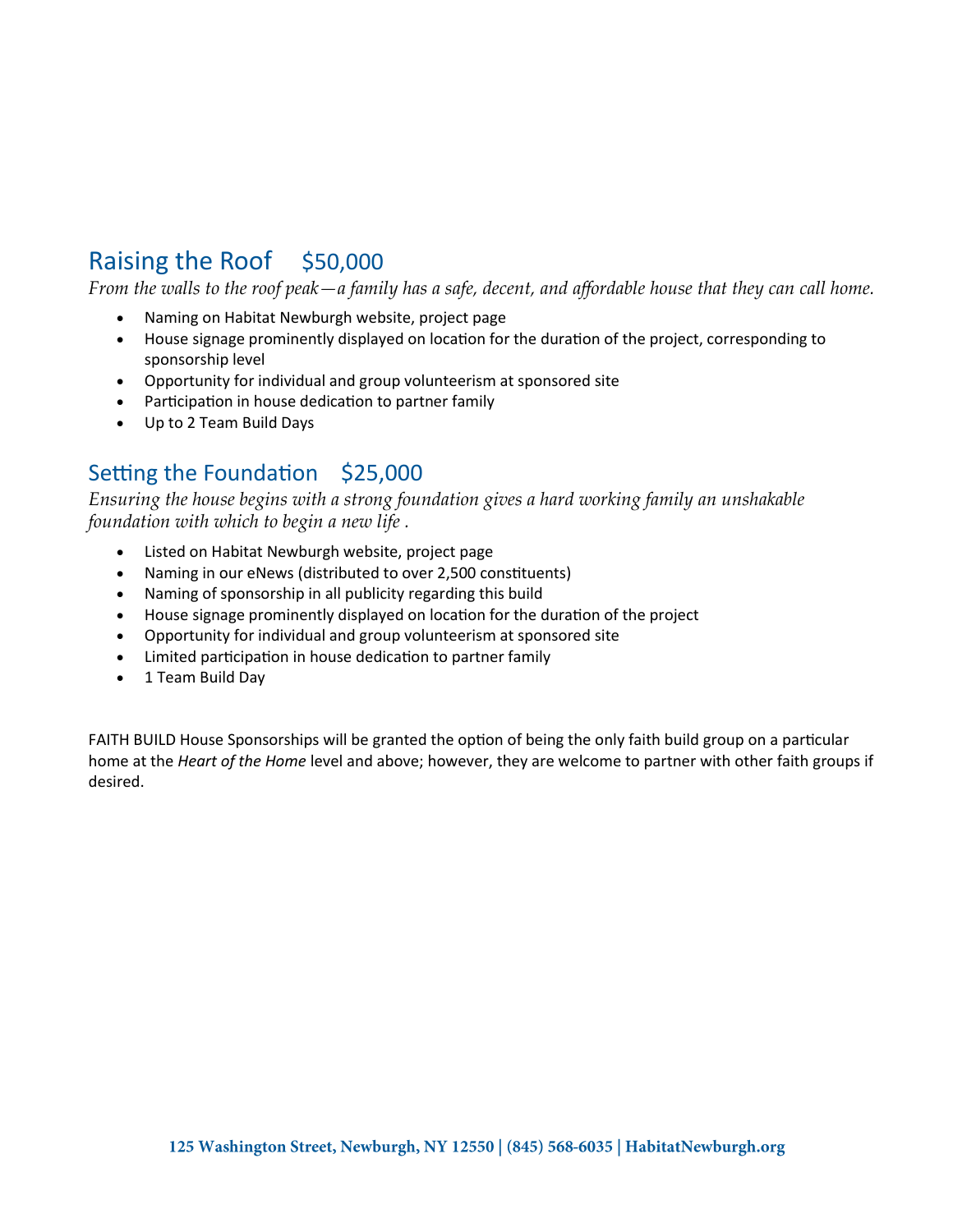## Raising the Roof     $50,000

*From the walls to the roof peak—a family has a safe, decent, and affordable house that they can call home.*

- Naming on Habitat Newburgh website, project page
- House signage prominently displayed on location for the duration of the project, corresponding to sponsorship level
- Opportunity for individual and group volunteerism at sponsored site
- Participation in house dedication to partner family
- Up to 2 Team Build Days

## Setting the Foundation     $25,000

*Ensuring the house begins with a strong foundation gives a hard working family an unshakable foundation with which to begin a new life .*

- Listed on Habitat Newburgh website, project page
- Naming in our eNews (distributed to over 2,500 constituents)
- Naming of sponsorship in all publicity regarding this build
- House signage prominently displayed on location for the duration of the project
- Opportunity for individual and group volunteerism at sponsored site
- Limited participation in house dedication to partner family
- 1 Team Build Day

FAITH BUILD House Sponsorships will be granted the option of being the only faith build group on a particular home at the *Heart of the Home* level and above; however, they are welcome to partner with other faith groups if desired.

**125 Washington Street, Newburgh, NY 12550 | (845) 568-6035 | HabitatNewburgh.org**